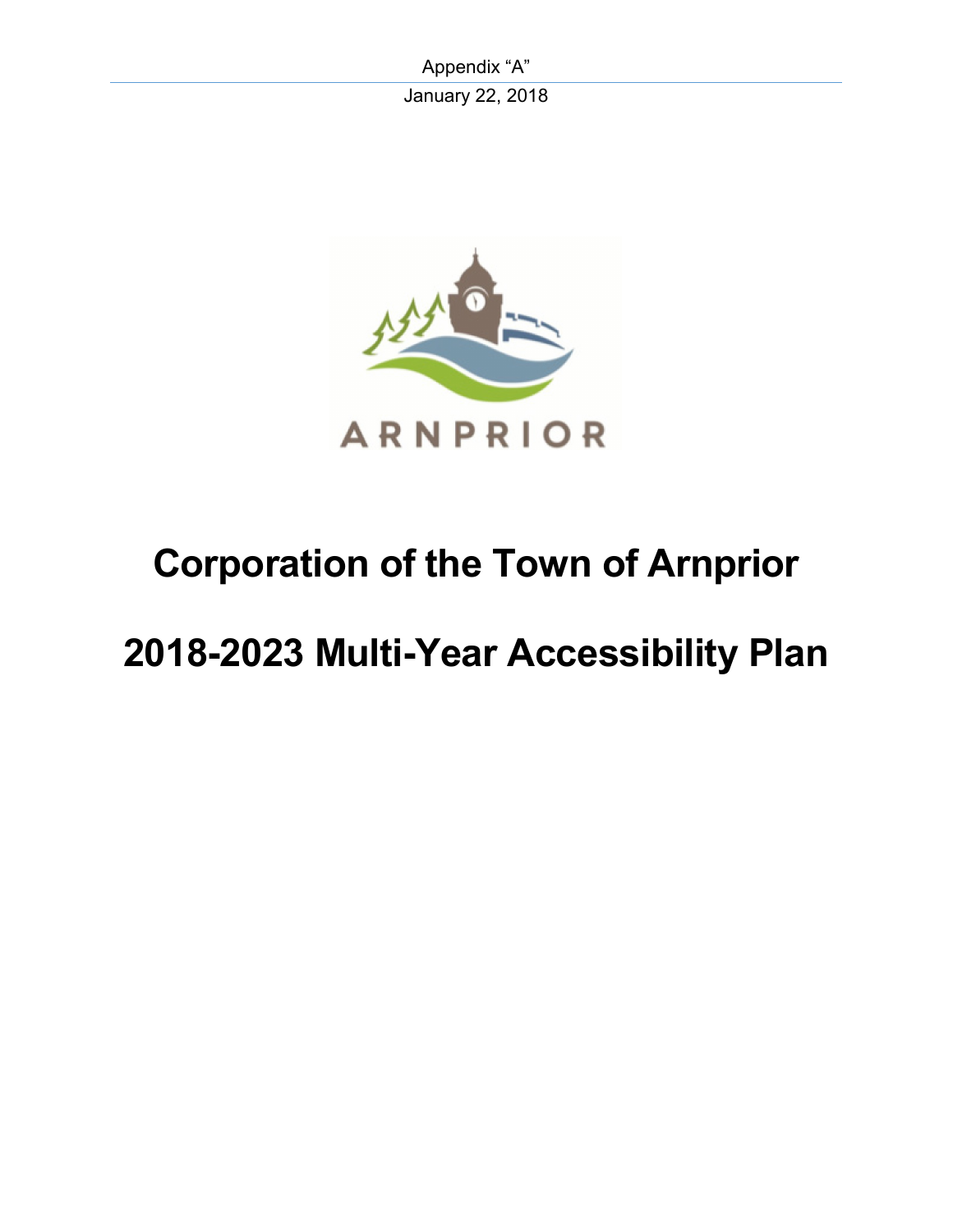Appendix “A”

January 22, 2018

ARNPRIOR

# Corporation of the Town of Arnprior

# 2018-2023 Multi-Year Accessibility Plan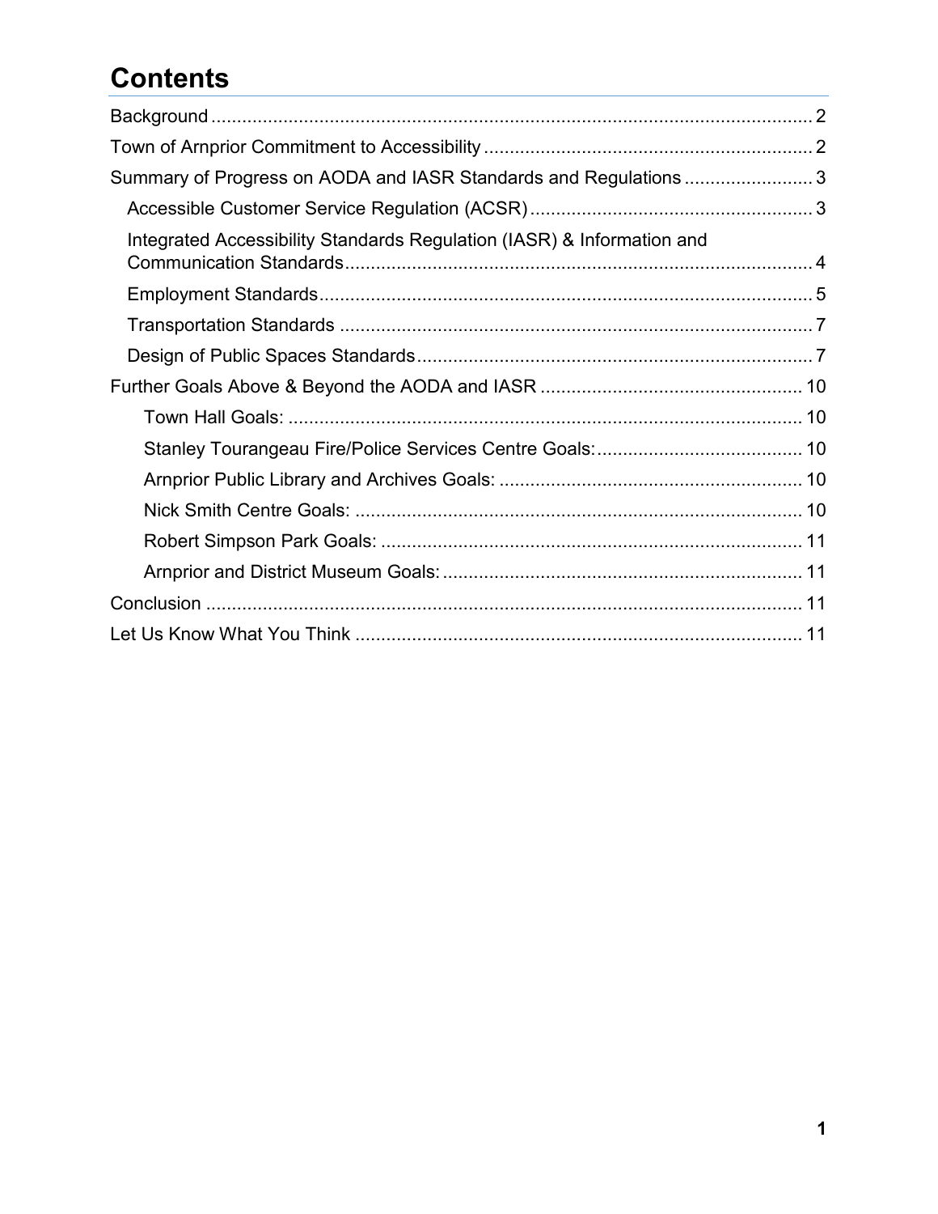# Contents

- Background ........................................................................................................ 2
- Town of Arnprior Commitment to Accessibility ................................................................. 2
- Summary of Progress on AODA and IASR Standards and Regulations ......................... 3
  - Accessible Customer Service Regulation (ACSR) ........................................................ 3
  - Integrated Accessibility Standards Regulation (IASR) & Information and Communication Standards ........................................................................................... 4
  - Employment Standards ............................................................................................... 5
  - Transportation Standards ............................................................................................ 7
  - Design of Public Spaces Standards ............................................................................. 7
- Further Goals Above & Beyond the AODA and IASR ................................................... 10
    - Town Hall Goals: ................................................................................................... 10
    - Stanley Tourangeau Fire/Police Services Centre Goals: ........................................ 10
    - Arnprior Public Library and Archives Goals: ........................................................... 10
    - Nick Smith Centre Goals: ....................................................................................... 10
    - Robert Simpson Park Goals: .................................................................................. 11
    - Arnprior and District Museum Goals: ...................................................................... 11
- Conclusion .................................................................................................................... 11
- Let Us Know What You Think ....................................................................................... 11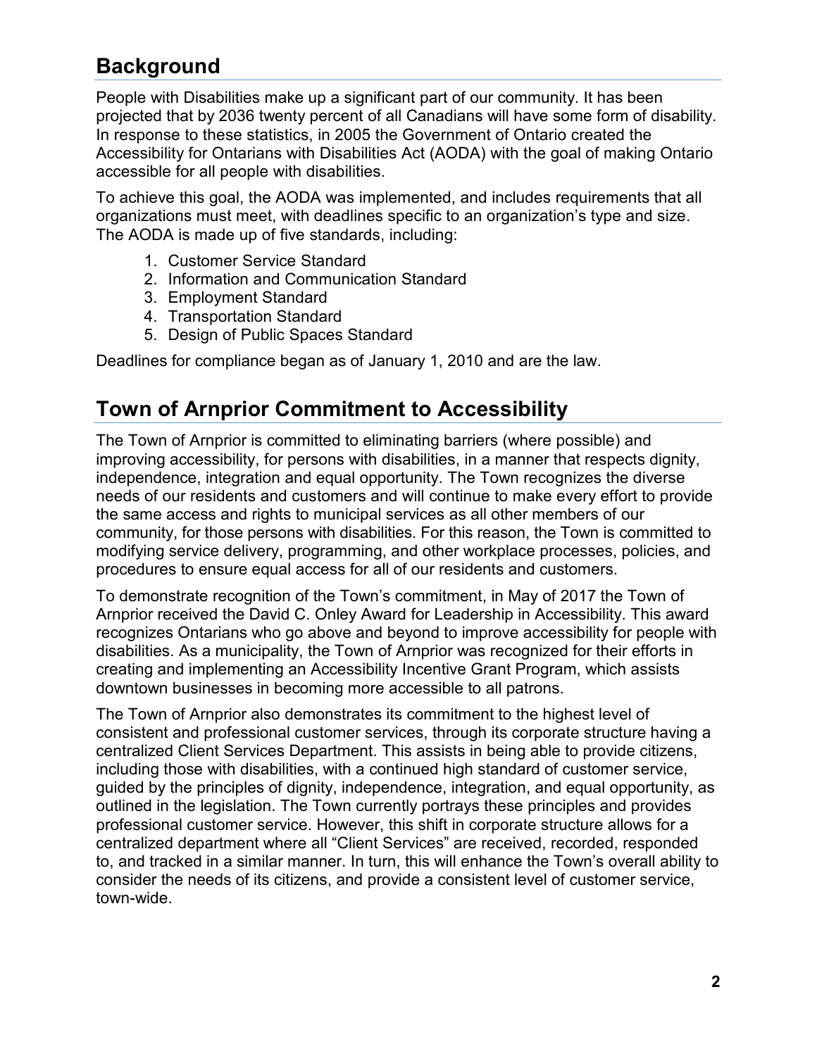## Background

People with Disabilities make up a significant part of our community. It has been projected that by 2036 twenty percent of all Canadians will have some form of disability. In response to these statistics, in 2005 the Government of Ontario created the Accessibility for Ontarians with Disabilities Act (AODA) with the goal of making Ontario accessible for all people with disabilities.

To achieve this goal, the AODA was implemented, and includes requirements that all organizations must meet, with deadlines specific to an organization's type and size. The AODA is made up of five standards, including:

1. Customer Service Standard
2. Information and Communication Standard
3. Employment Standard
4. Transportation Standard
5. Design of Public Spaces Standard

Deadlines for compliance began as of January 1, 2010 and are the law.

## Town of Arnprior Commitment to Accessibility

The Town of Arnprior is committed to eliminating barriers (where possible) and improving accessibility, for persons with disabilities, in a manner that respects dignity, independence, integration and equal opportunity. The Town recognizes the diverse needs of our residents and customers and will continue to make every effort to provide the same access and rights to municipal services as all other members of our community, for those persons with disabilities. For this reason, the Town is committed to modifying service delivery, programming, and other workplace processes, policies, and procedures to ensure equal access for all of our residents and customers.

To demonstrate recognition of the Town's commitment, in May of 2017 the Town of Arnprior received the David C. Onley Award for Leadership in Accessibility. This award recognizes Ontarians who go above and beyond to improve accessibility for people with disabilities. As a municipality, the Town of Arnprior was recognized for their efforts in creating and implementing an Accessibility Incentive Grant Program, which assists downtown businesses in becoming more accessible to all patrons.

The Town of Arnprior also demonstrates its commitment to the highest level of consistent and professional customer services, through its corporate structure having a centralized Client Services Department. This assists in being able to provide citizens, including those with disabilities, with a continued high standard of customer service, guided by the principles of dignity, independence, integration, and equal opportunity, as outlined in the legislation. The Town currently portrays these principles and provides professional customer service. However, this shift in corporate structure allows for a centralized department where all "Client Services" are received, recorded, responded to, and tracked in a similar manner. In turn, this will enhance the Town's overall ability to consider the needs of its citizens, and provide a consistent level of customer service, town-wide.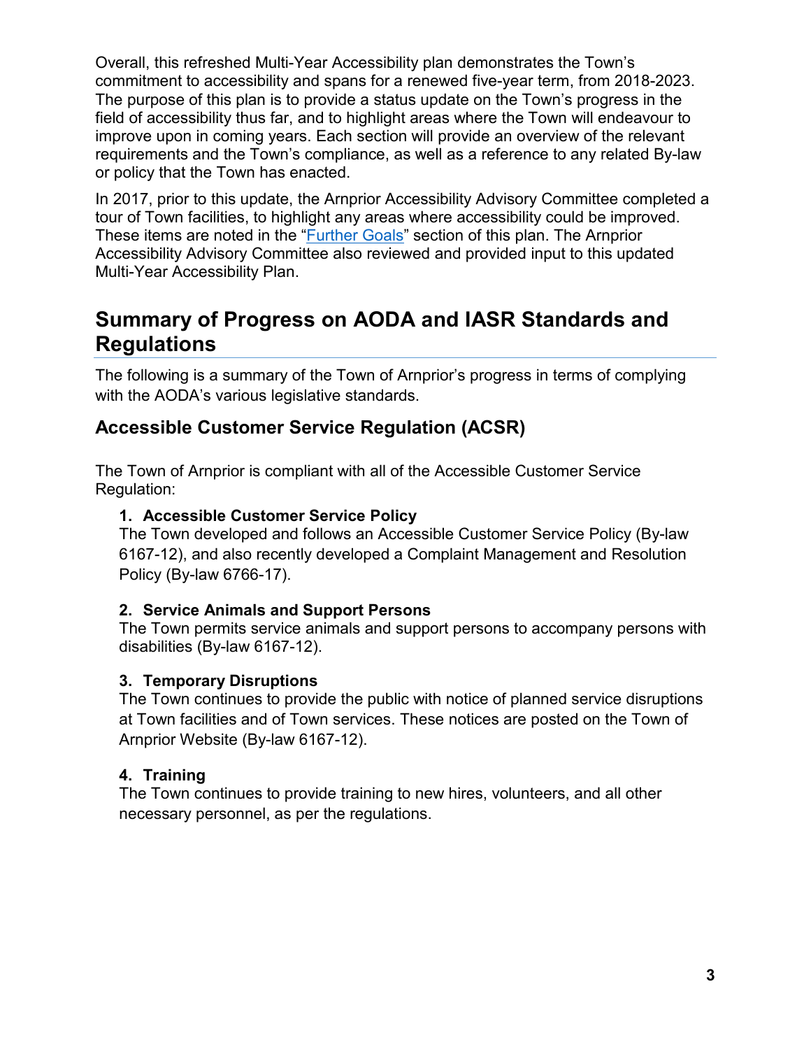Overall, this refreshed Multi-Year Accessibility plan demonstrates the Town's commitment to accessibility and spans for a renewed five-year term, from 2018-2023. The purpose of this plan is to provide a status update on the Town's progress in the field of accessibility thus far, and to highlight areas where the Town will endeavour to improve upon in coming years. Each section will provide an overview of the relevant requirements and the Town's compliance, as well as a reference to any related By-law or policy that the Town has enacted.

In 2017, prior to this update, the Arnprior Accessibility Advisory Committee completed a tour of Town facilities, to highlight any areas where accessibility could be improved. These items are noted in the "Further Goals" section of this plan. The Arnprior Accessibility Advisory Committee also reviewed and provided input to this updated Multi-Year Accessibility Plan.

## Summary of Progress on AODA and IASR Standards and Regulations

The following is a summary of the Town of Arnprior's progress in terms of complying with the AODA's various legislative standards.

### Accessible Customer Service Regulation (ACSR)

The Town of Arnprior is compliant with all of the Accessible Customer Service Regulation:

1. **Accessible Customer Service Policy**
   The Town developed and follows an Accessible Customer Service Policy (By-law 6167-12), and also recently developed a Complaint Management and Resolution Policy (By-law 6766-17).

2. **Service Animals and Support Persons**
   The Town permits service animals and support persons to accompany persons with disabilities (By-law 6167-12).

3. **Temporary Disruptions**
   The Town continues to provide the public with notice of planned service disruptions at Town facilities and of Town services. These notices are posted on the Town of Arnprior Website (By-law 6167-12).

4. **Training**
   The Town continues to provide training to new hires, volunteers, and all other necessary personnel, as per the regulations.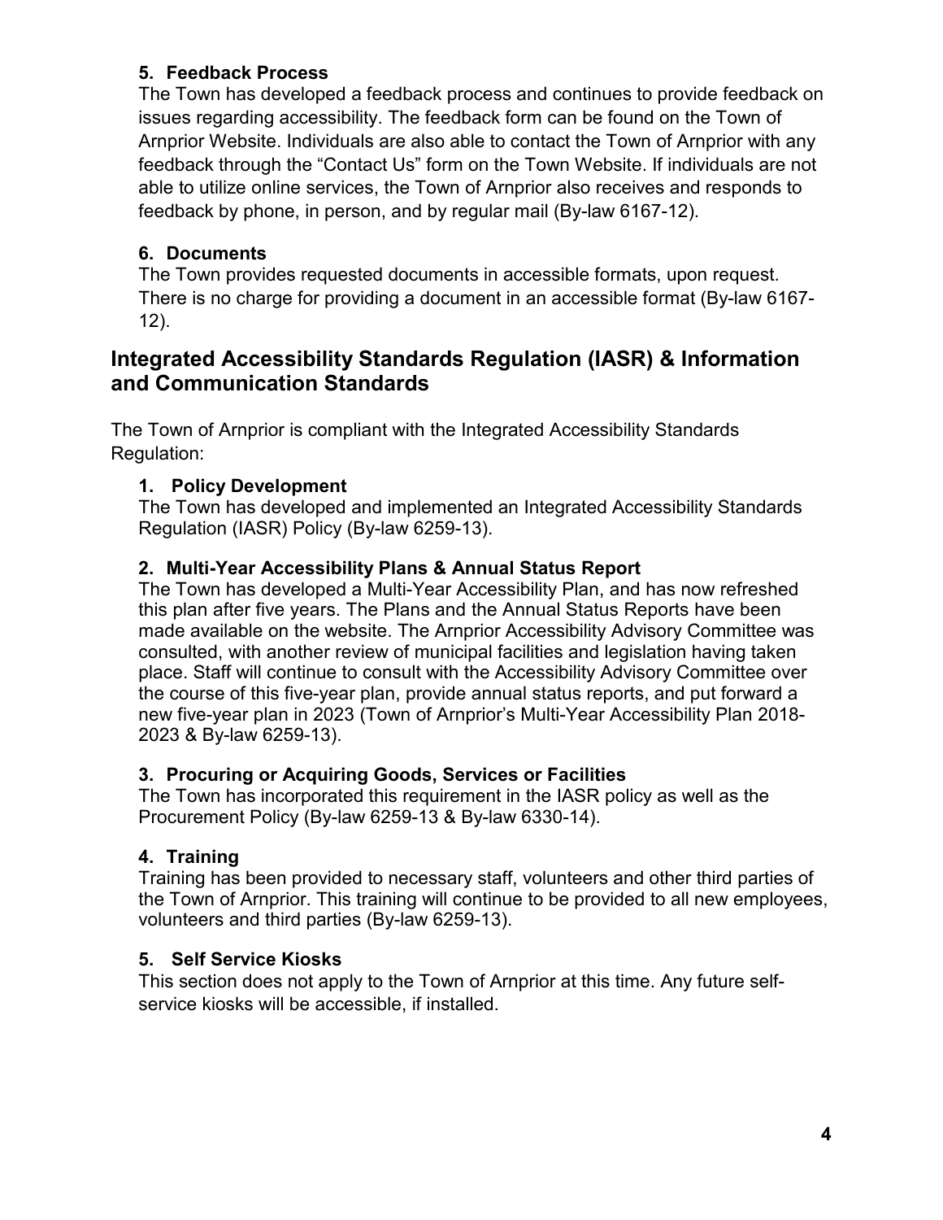### 5. Feedback Process

The Town has developed a feedback process and continues to provide feedback on issues regarding accessibility. The feedback form can be found on the Town of Arnprior Website. Individuals are also able to contact the Town of Arnprior with any feedback through the "Contact Us" form on the Town Website. If individuals are not able to utilize online services, the Town of Arnprior also receives and responds to feedback by phone, in person, and by regular mail (By-law 6167-12).

### 6. Documents

The Town provides requested documents in accessible formats, upon request. There is no charge for providing a document in an accessible format (By-law 6167-12).

## Integrated Accessibility Standards Regulation (IASR) & Information and Communication Standards

The Town of Arnprior is compliant with the Integrated Accessibility Standards Regulation:

### 1. Policy Development

The Town has developed and implemented an Integrated Accessibility Standards Regulation (IASR) Policy (By-law 6259-13).

### 2. Multi-Year Accessibility Plans & Annual Status Report

The Town has developed a Multi-Year Accessibility Plan, and has now refreshed this plan after five years. The Plans and the Annual Status Reports have been made available on the website. The Arnprior Accessibility Advisory Committee was consulted, with another review of municipal facilities and legislation having taken place. Staff will continue to consult with the Accessibility Advisory Committee over the course of this five-year plan, provide annual status reports, and put forward a new five-year plan in 2023 (Town of Arnprior's Multi-Year Accessibility Plan 2018-2023 & By-law 6259-13).

### 3. Procuring or Acquiring Goods, Services or Facilities

The Town has incorporated this requirement in the IASR policy as well as the Procurement Policy (By-law 6259-13 & By-law 6330-14).

### 4. Training

Training has been provided to necessary staff, volunteers and other third parties of the Town of Arnprior. This training will continue to be provided to all new employees, volunteers and third parties (By-law 6259-13).

### 5. Self Service Kiosks

This section does not apply to the Town of Arnprior at this time. Any future self-service kiosks will be accessible, if installed.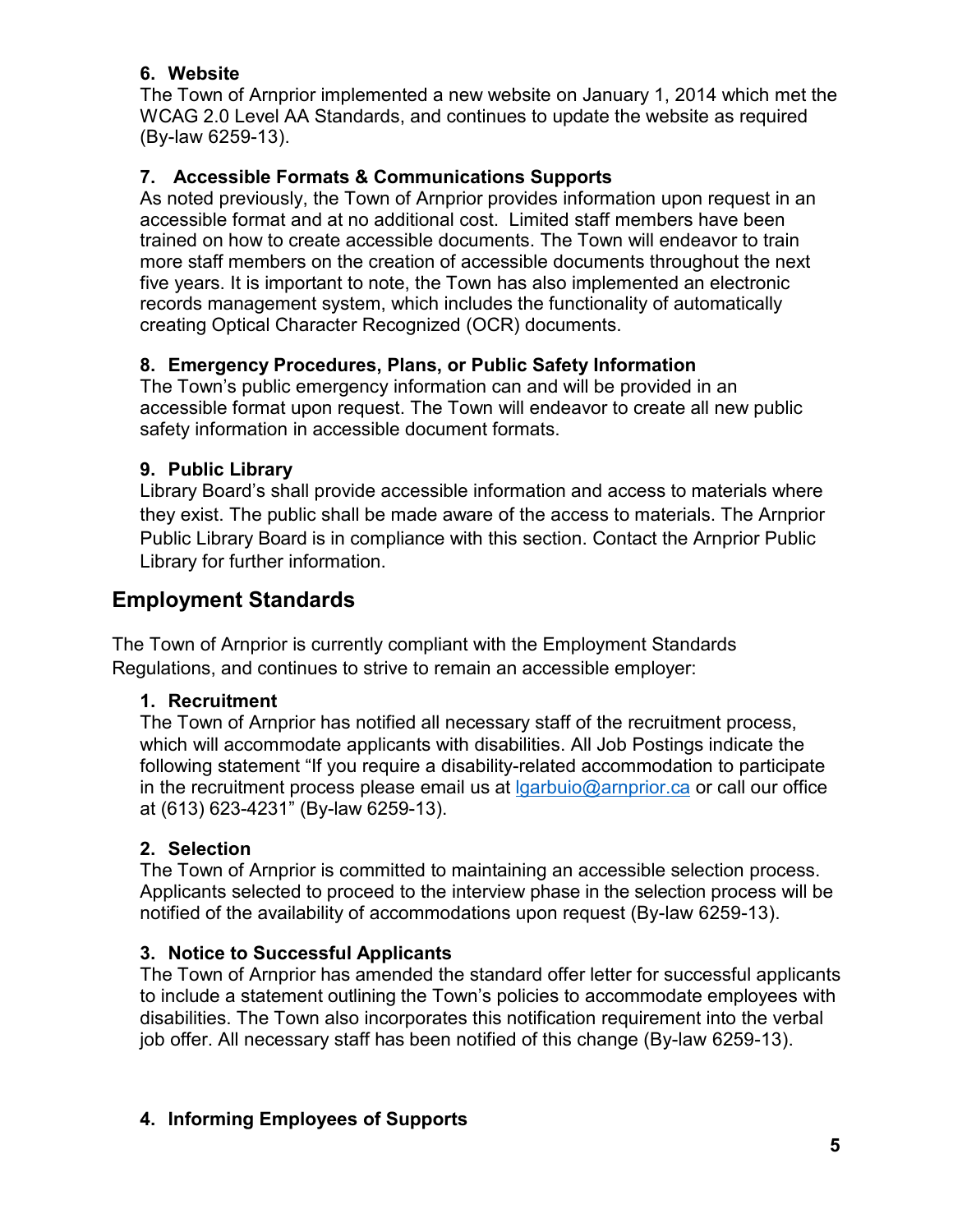#### 6. Website

The Town of Arnprior implemented a new website on January 1, 2014 which met the WCAG 2.0 Level AA Standards, and continues to update the website as required (By-law 6259-13).

#### 7. Accessible Formats & Communications Supports

As noted previously, the Town of Arnprior provides information upon request in an accessible format and at no additional cost. Limited staff members have been trained on how to create accessible documents. The Town will endeavor to train more staff members on the creation of accessible documents throughout the next five years. It is important to note, the Town has also implemented an electronic records management system, which includes the functionality of automatically creating Optical Character Recognized (OCR) documents.

#### 8. Emergency Procedures, Plans, or Public Safety Information

The Town's public emergency information can and will be provided in an accessible format upon request. The Town will endeavor to create all new public safety information in accessible document formats.

#### 9. Public Library

Library Board's shall provide accessible information and access to materials where they exist. The public shall be made aware of the access to materials. The Arnprior Public Library Board is in compliance with this section. Contact the Arnprior Public Library for further information.

## Employment Standards

The Town of Arnprior is currently compliant with the Employment Standards Regulations, and continues to strive to remain an accessible employer:

#### 1. Recruitment

The Town of Arnprior has notified all necessary staff of the recruitment process, which will accommodate applicants with disabilities. All Job Postings indicate the following statement "If you require a disability-related accommodation to participate in the recruitment process please email us at lgarbuio@arnprior.ca or call our office at (613) 623-4231" (By-law 6259-13).

#### 2. Selection

The Town of Arnprior is committed to maintaining an accessible selection process. Applicants selected to proceed to the interview phase in the selection process will be notified of the availability of accommodations upon request (By-law 6259-13).

#### 3. Notice to Successful Applicants

The Town of Arnprior has amended the standard offer letter for successful applicants to include a statement outlining the Town's policies to accommodate employees with disabilities. The Town also incorporates this notification requirement into the verbal job offer. All necessary staff has been notified of this change (By-law 6259-13).

#### 4. Informing Employees of Supports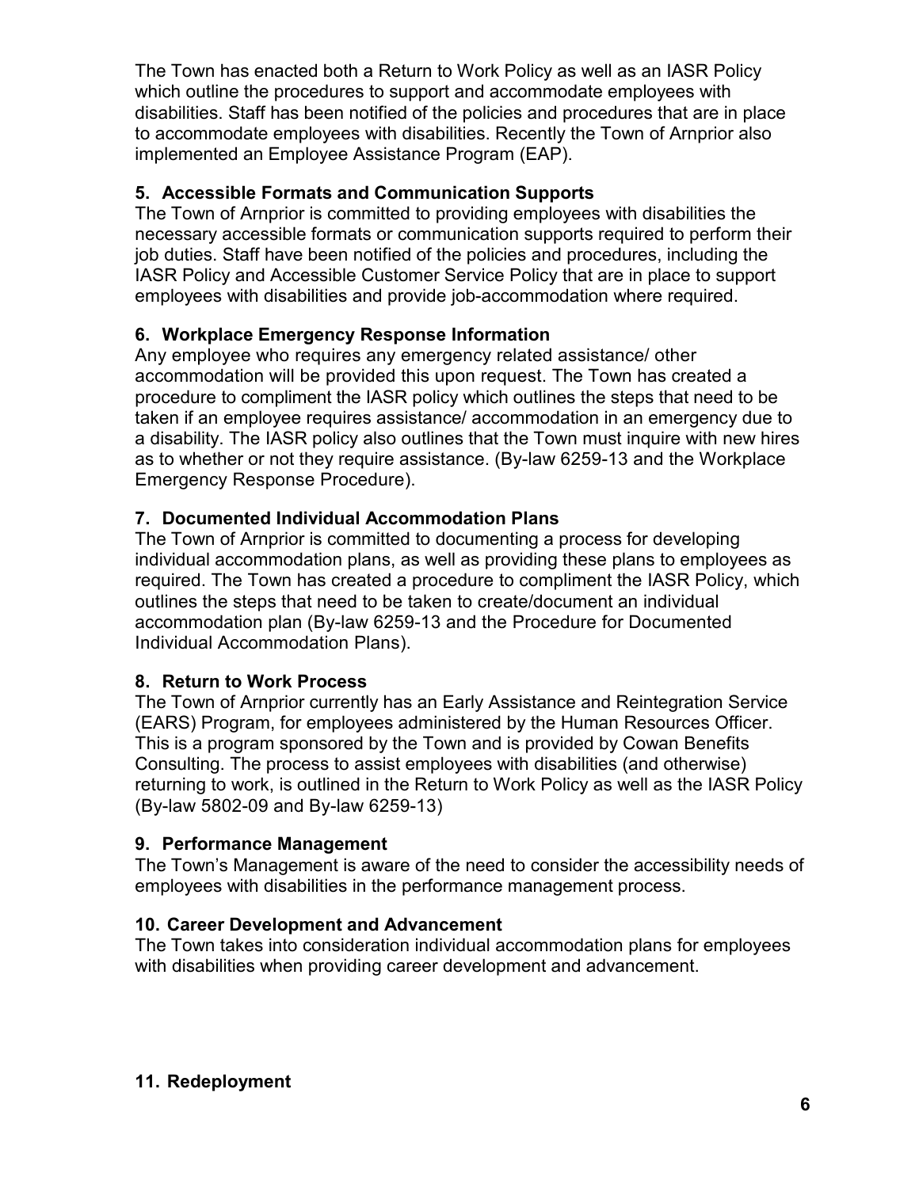The Town has enacted both a Return to Work Policy as well as an IASR Policy which outline the procedures to support and accommodate employees with disabilities. Staff has been notified of the policies and procedures that are in place to accommodate employees with disabilities. Recently the Town of Arnprior also implemented an Employee Assistance Program (EAP).

### 5. Accessible Formats and Communication Supports

The Town of Arnprior is committed to providing employees with disabilities the necessary accessible formats or communication supports required to perform their job duties. Staff have been notified of the policies and procedures, including the IASR Policy and Accessible Customer Service Policy that are in place to support employees with disabilities and provide job-accommodation where required.

### 6. Workplace Emergency Response Information

Any employee who requires any emergency related assistance/ other accommodation will be provided this upon request. The Town has created a procedure to compliment the IASR policy which outlines the steps that need to be taken if an employee requires assistance/ accommodation in an emergency due to a disability. The IASR policy also outlines that the Town must inquire with new hires as to whether or not they require assistance. (By-law 6259-13 and the Workplace Emergency Response Procedure).

### 7. Documented Individual Accommodation Plans

The Town of Arnprior is committed to documenting a process for developing individual accommodation plans, as well as providing these plans to employees as required. The Town has created a procedure to compliment the IASR Policy, which outlines the steps that need to be taken to create/document an individual accommodation plan (By-law 6259-13 and the Procedure for Documented Individual Accommodation Plans).

### 8. Return to Work Process

The Town of Arnprior currently has an Early Assistance and Reintegration Service (EARS) Program, for employees administered by the Human Resources Officer. This is a program sponsored by the Town and is provided by Cowan Benefits Consulting. The process to assist employees with disabilities (and otherwise) returning to work, is outlined in the Return to Work Policy as well as the IASR Policy (By-law 5802-09 and By-law 6259-13)

### 9. Performance Management

The Town's Management is aware of the need to consider the accessibility needs of employees with disabilities in the performance management process.

### 10. Career Development and Advancement

The Town takes into consideration individual accommodation plans for employees with disabilities when providing career development and advancement.

### 11. Redeployment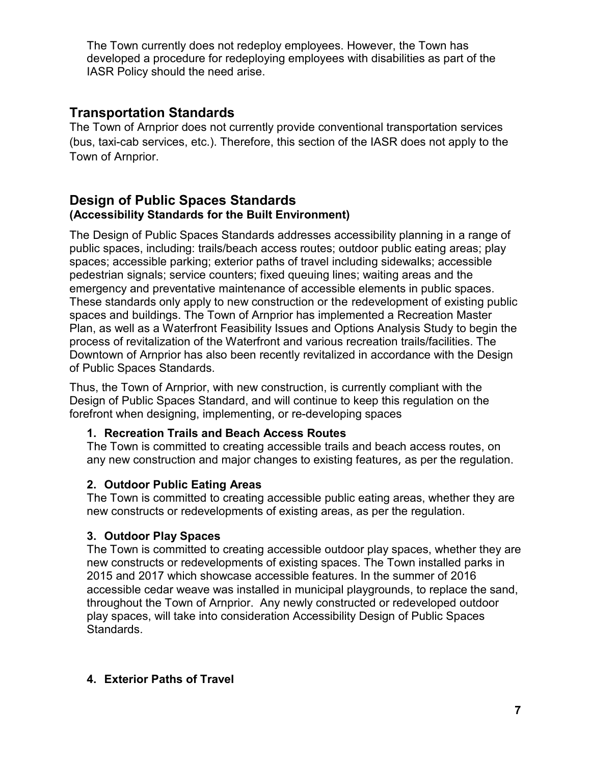The Town currently does not redeploy employees. However, the Town has developed a procedure for redeploying employees with disabilities as part of the IASR Policy should the need arise.

## Transportation Standards

The Town of Arnprior does not currently provide conventional transportation services (bus, taxi-cab services, etc.). Therefore, this section of the IASR does not apply to the Town of Arnprior.

## Design of Public Spaces Standards

### (Accessibility Standards for the Built Environment)

The Design of Public Spaces Standards addresses accessibility planning in a range of public spaces, including: trails/beach access routes; outdoor public eating areas; play spaces; accessible parking; exterior paths of travel including sidewalks; accessible pedestrian signals; service counters; fixed queuing lines; waiting areas and the emergency and preventative maintenance of accessible elements in public spaces. These standards only apply to new construction or the redevelopment of existing public spaces and buildings. The Town of Arnprior has implemented a Recreation Master Plan, as well as a Waterfront Feasibility Issues and Options Analysis Study to begin the process of revitalization of the Waterfront and various recreation trails/facilities. The Downtown of Arnprior has also been recently revitalized in accordance with the Design of Public Spaces Standards.

Thus, the Town of Arnprior, with new construction, is currently compliant with the Design of Public Spaces Standard, and will continue to keep this regulation on the forefront when designing, implementing, or re-developing spaces

1. **Recreation Trails and Beach Access Routes**
   The Town is committed to creating accessible trails and beach access routes, on any new construction and major changes to existing features, as per the regulation.

2. **Outdoor Public Eating Areas**
   The Town is committed to creating accessible public eating areas, whether they are new constructs or redevelopments of existing areas, as per the regulation.

3. **Outdoor Play Spaces**
   The Town is committed to creating accessible outdoor play spaces, whether they are new constructs or redevelopments of existing spaces. The Town installed parks in 2015 and 2017 which showcase accessible features. In the summer of 2016 accessible cedar weave was installed in municipal playgrounds, to replace the sand, throughout the Town of Arnprior. Any newly constructed or redeveloped outdoor play spaces, will take into consideration Accessibility Design of Public Spaces Standards.

4. **Exterior Paths of Travel**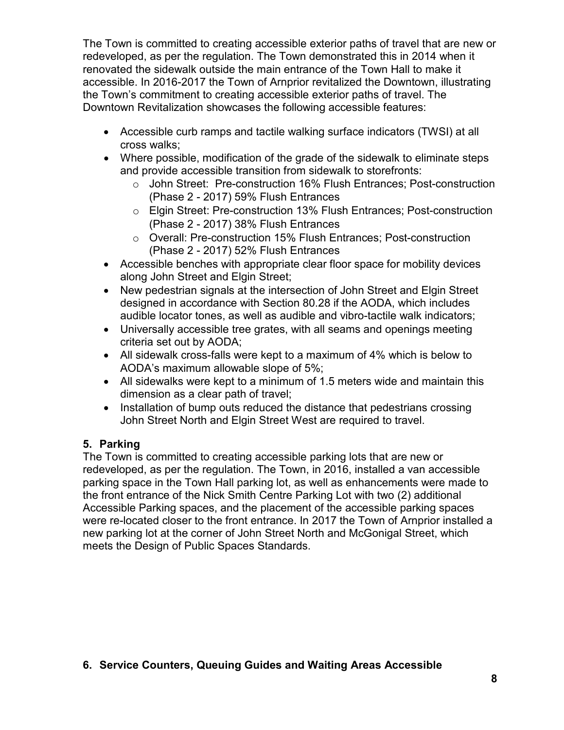The Town is committed to creating accessible exterior paths of travel that are new or redeveloped, as per the regulation. The Town demonstrated this in 2014 when it renovated the sidewalk outside the main entrance of the Town Hall to make it accessible. In 2016-2017 the Town of Arnprior revitalized the Downtown, illustrating the Town's commitment to creating accessible exterior paths of travel. The Downtown Revitalization showcases the following accessible features:

- Accessible curb ramps and tactile walking surface indicators (TWSI) at all cross walks;
- Where possible, modification of the grade of the sidewalk to eliminate steps and provide accessible transition from sidewalk to storefronts:
  - John Street: Pre-construction 16% Flush Entrances; Post-construction (Phase 2 - 2017) 59% Flush Entrances
  - Elgin Street: Pre-construction 13% Flush Entrances; Post-construction (Phase 2 - 2017) 38% Flush Entrances
  - Overall: Pre-construction 15% Flush Entrances; Post-construction (Phase 2 - 2017) 52% Flush Entrances
- Accessible benches with appropriate clear floor space for mobility devices along John Street and Elgin Street;
- New pedestrian signals at the intersection of John Street and Elgin Street designed in accordance with Section 80.28 if the AODA, which includes audible locator tones, as well as audible and vibro-tactile walk indicators;
- Universally accessible tree grates, with all seams and openings meeting criteria set out by AODA;
- All sidewalk cross-falls were kept to a maximum of 4% which is below to AODA's maximum allowable slope of 5%;
- All sidewalks were kept to a minimum of 1.5 meters wide and maintain this dimension as a clear path of travel;
- Installation of bump outs reduced the distance that pedestrians crossing John Street North and Elgin Street West are required to travel.

### 5. Parking

The Town is committed to creating accessible parking lots that are new or redeveloped, as per the regulation. The Town, in 2016, installed a van accessible parking space in the Town Hall parking lot, as well as enhancements were made to the front entrance of the Nick Smith Centre Parking Lot with two (2) additional Accessible Parking spaces, and the placement of the accessible parking spaces were re-located closer to the front entrance. In 2017 the Town of Arnprior installed a new parking lot at the corner of John Street North and McGonigal Street, which meets the Design of Public Spaces Standards.

### 6. Service Counters, Queuing Guides and Waiting Areas Accessible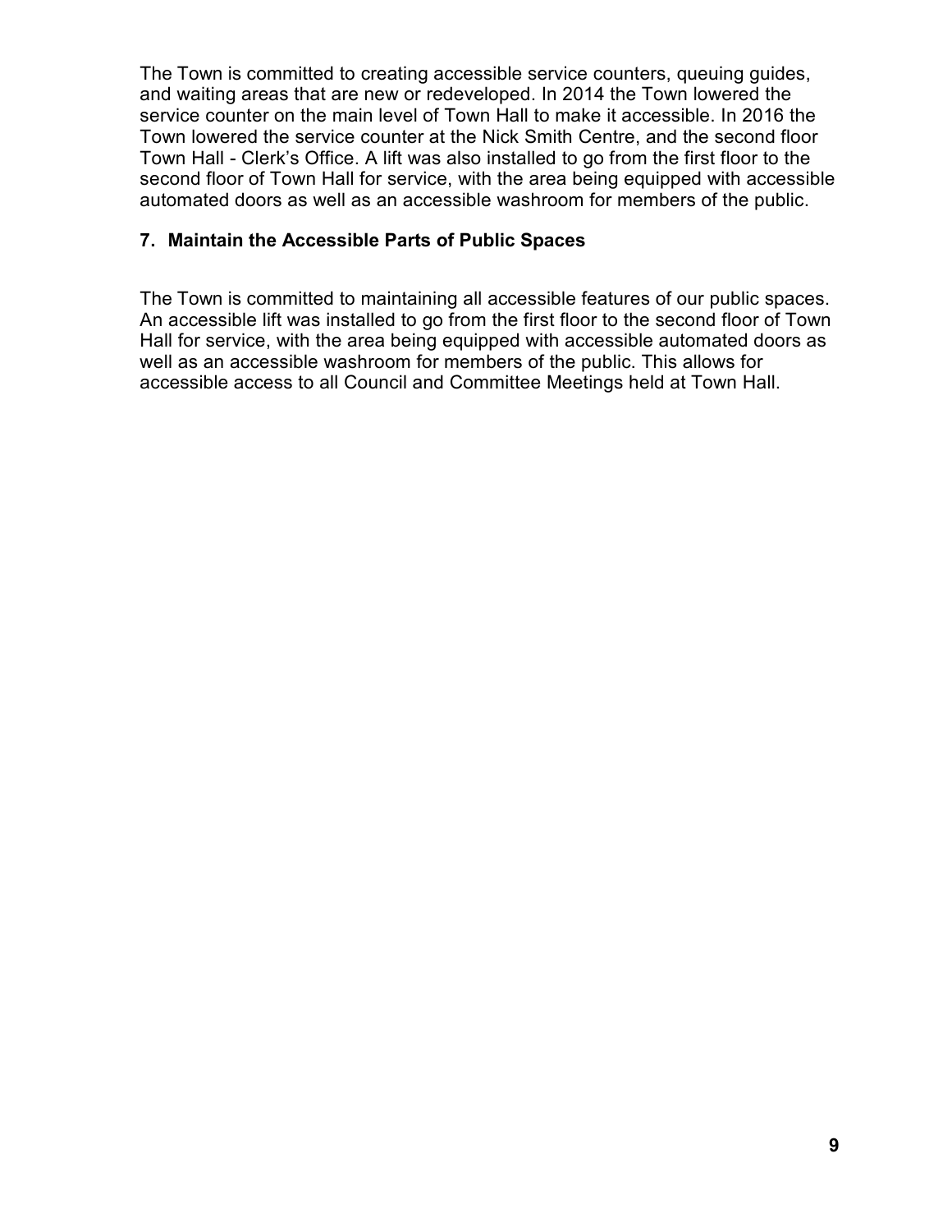The Town is committed to creating accessible service counters, queuing guides, and waiting areas that are new or redeveloped. In 2014 the Town lowered the service counter on the main level of Town Hall to make it accessible. In 2016 the Town lowered the service counter at the Nick Smith Centre, and the second floor Town Hall - Clerk's Office. A lift was also installed to go from the first floor to the second floor of Town Hall for service, with the area being equipped with accessible automated doors as well as an accessible washroom for members of the public.

### 7. Maintain the Accessible Parts of Public Spaces

The Town is committed to maintaining all accessible features of our public spaces. An accessible lift was installed to go from the first floor to the second floor of Town Hall for service, with the area being equipped with accessible automated doors as well as an accessible washroom for members of the public. This allows for accessible access to all Council and Committee Meetings held at Town Hall.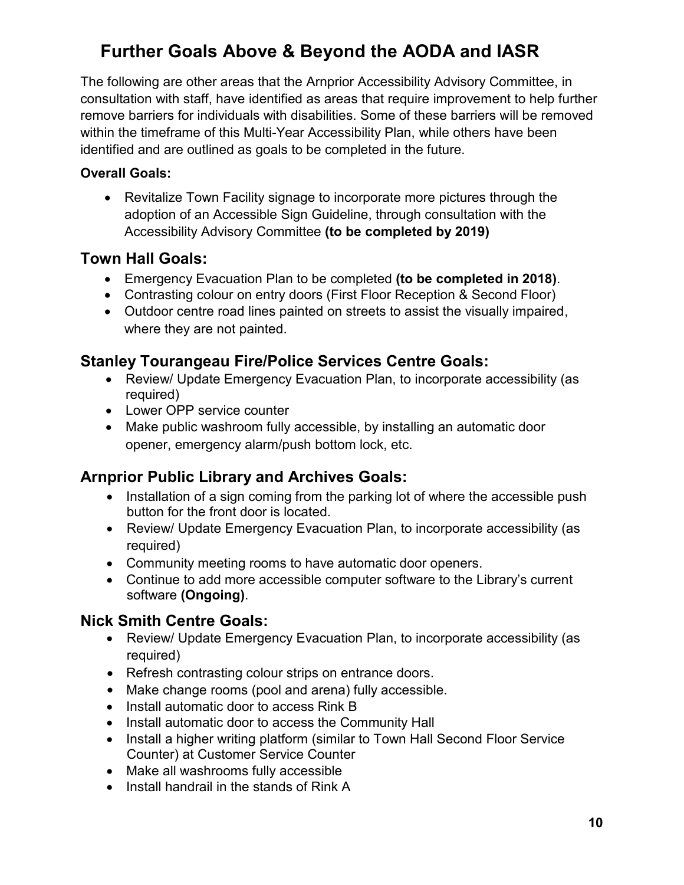# Further Goals Above & Beyond the AODA and IASR

The following are other areas that the Arnprior Accessibility Advisory Committee, in consultation with staff, have identified as areas that require improvement to help further remove barriers for individuals with disabilities. Some of these barriers will be removed within the timeframe of this Multi-Year Accessibility Plan, while others have been identified and are outlined as goals to be completed in the future.

**Overall Goals:**

- Revitalize Town Facility signage to incorporate more pictures through the adoption of an Accessible Sign Guideline, through consultation with the Accessibility Advisory Committee **(to be completed by 2019)**

## Town Hall Goals:

- Emergency Evacuation Plan to be completed **(to be completed in 2018)**.
- Contrasting colour on entry doors (First Floor Reception & Second Floor)
- Outdoor centre road lines painted on streets to assist the visually impaired, where they are not painted.

## Stanley Tourangeau Fire/Police Services Centre Goals:

- Review/ Update Emergency Evacuation Plan, to incorporate accessibility (as required)
- Lower OPP service counter
- Make public washroom fully accessible, by installing an automatic door opener, emergency alarm/push bottom lock, etc.

## Arnprior Public Library and Archives Goals:

- Installation of a sign coming from the parking lot of where the accessible push button for the front door is located.
- Review/ Update Emergency Evacuation Plan, to incorporate accessibility (as required)
- Community meeting rooms to have automatic door openers.
- Continue to add more accessible computer software to the Library's current software **(Ongoing)**.

## Nick Smith Centre Goals:

- Review/ Update Emergency Evacuation Plan, to incorporate accessibility (as required)
- Refresh contrasting colour strips on entrance doors.
- Make change rooms (pool and arena) fully accessible.
- Install automatic door to access Rink B
- Install automatic door to access the Community Hall
- Install a higher writing platform (similar to Town Hall Second Floor Service Counter) at Customer Service Counter
- Make all washrooms fully accessible
- Install handrail in the stands of Rink A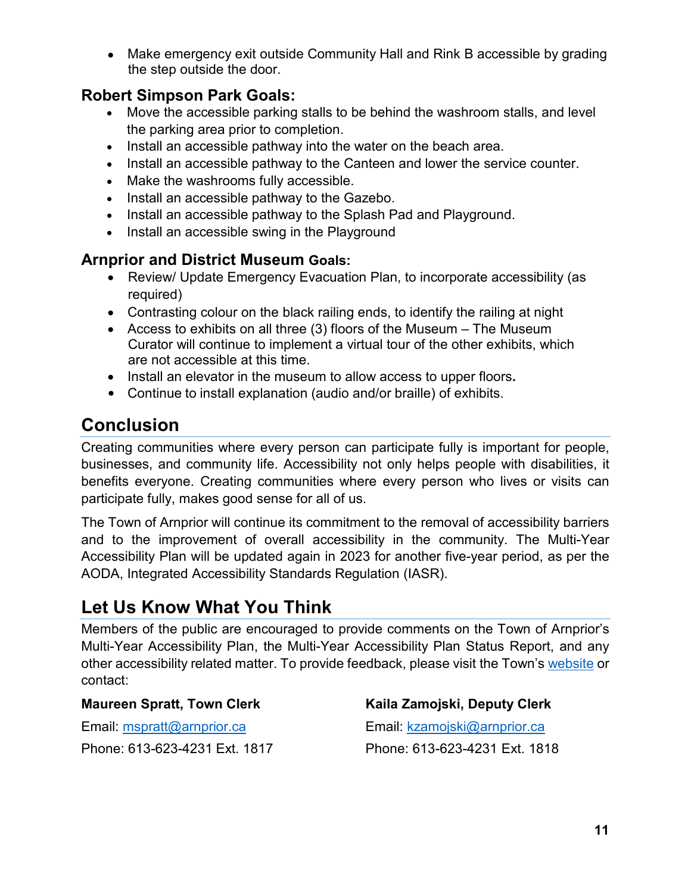- Make emergency exit outside Community Hall and Rink B accessible by grading the step outside the door.

### Robert Simpson Park Goals:

- Move the accessible parking stalls to be behind the washroom stalls, and level the parking area prior to completion.
- Install an accessible pathway into the water on the beach area.
- Install an accessible pathway to the Canteen and lower the service counter.
- Make the washrooms fully accessible.
- Install an accessible pathway to the Gazebo.
- Install an accessible pathway to the Splash Pad and Playground.
- Install an accessible swing in the Playground

### Arnprior and District Museum Goals:

- Review/ Update Emergency Evacuation Plan, to incorporate accessibility (as required)
- Contrasting colour on the black railing ends, to identify the railing at night
- Access to exhibits on all three (3) floors of the Museum – The Museum Curator will continue to implement a virtual tour of the other exhibits, which are not accessible at this time.
- Install an elevator in the museum to allow access to upper floors**.**
- Continue to install explanation (audio and/or braille) of exhibits.

## Conclusion

Creating communities where every person can participate fully is important for people, businesses, and community life. Accessibility not only helps people with disabilities, it benefits everyone. Creating communities where every person who lives or visits can participate fully, makes good sense for all of us.

The Town of Arnprior will continue its commitment to the removal of accessibility barriers and to the improvement of overall accessibility in the community. The Multi-Year Accessibility Plan will be updated again in 2023 for another five-year period, as per the AODA, Integrated Accessibility Standards Regulation (IASR).

## Let Us Know What You Think

Members of the public are encouraged to provide comments on the Town of Arnprior's Multi-Year Accessibility Plan, the Multi-Year Accessibility Plan Status Report, and any other accessibility related matter. To provide feedback, please visit the Town's website or contact:

**Maureen Spratt, Town Clerk**

Email: mspratt@arnprior.ca

Phone: 613-623-4231 Ext. 1817

**Kaila Zamojski, Deputy Clerk**

Email: kzamojski@arnprior.ca

Phone: 613-623-4231 Ext. 1818